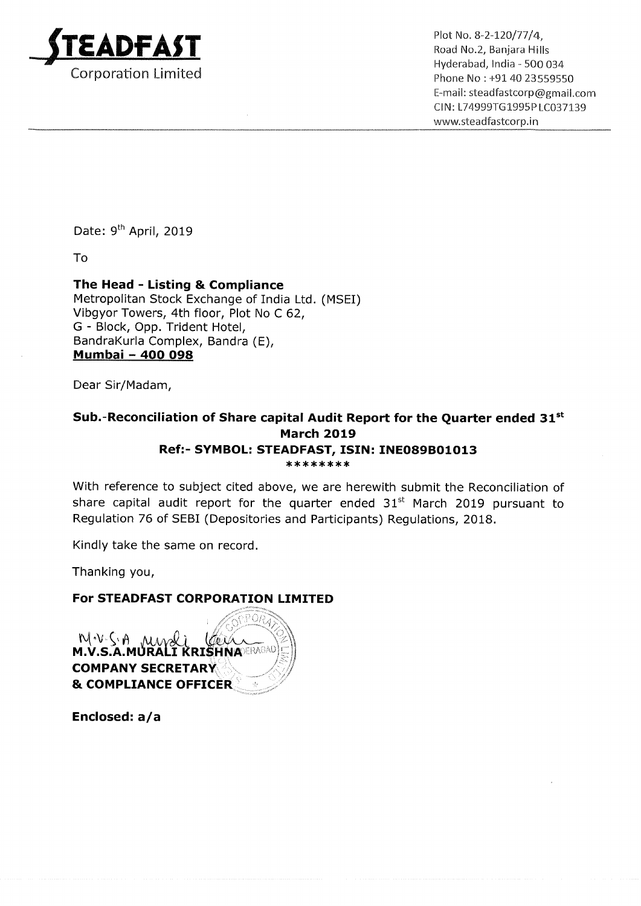**STEADFAST**
Corporation Limited

Plot No. 8-2-120/77/4,
Road No.2, Banjara Hills
Hyderabad, India - 500 034
Phone No : +91 40 23559550
E-mail: steadfastcorp@gmail.com
CIN: L74999TG1995PLC037139
www.steadfastcorp.in

Date: 9th April, 2019

To

**The Head - Listing & Compliance**
Metropolitan Stock Exchange of India Ltd. (MSEI)
Vibgyor Towers, 4th floor, Plot No C 62,
G - Block, Opp. Trident Hotel,
BandraKurla Complex, Bandra (E),
**Mumbai – 400 098**

Dear Sir/Madam,

**Sub.-Reconciliation of Share capital Audit Report for the Quarter ended 31st March 2019**
**Ref:- SYMBOL: STEADFAST, ISIN: INE089B01013**
********

With reference to subject cited above, we are herewith submit the Reconciliation of share capital audit report for the quarter ended 31st March 2019 pursuant to Regulation 76 of SEBI (Depositories and Participants) Regulations, 2018.

Kindly take the same on record.

Thanking you,

**For STEADFAST CORPORATION LIMITED**

**M.V.S.A.MURALI KRISHNA**
**COMPANY SECRETARY**
**& COMPLIANCE OFFICER**

**Enclosed: a/a**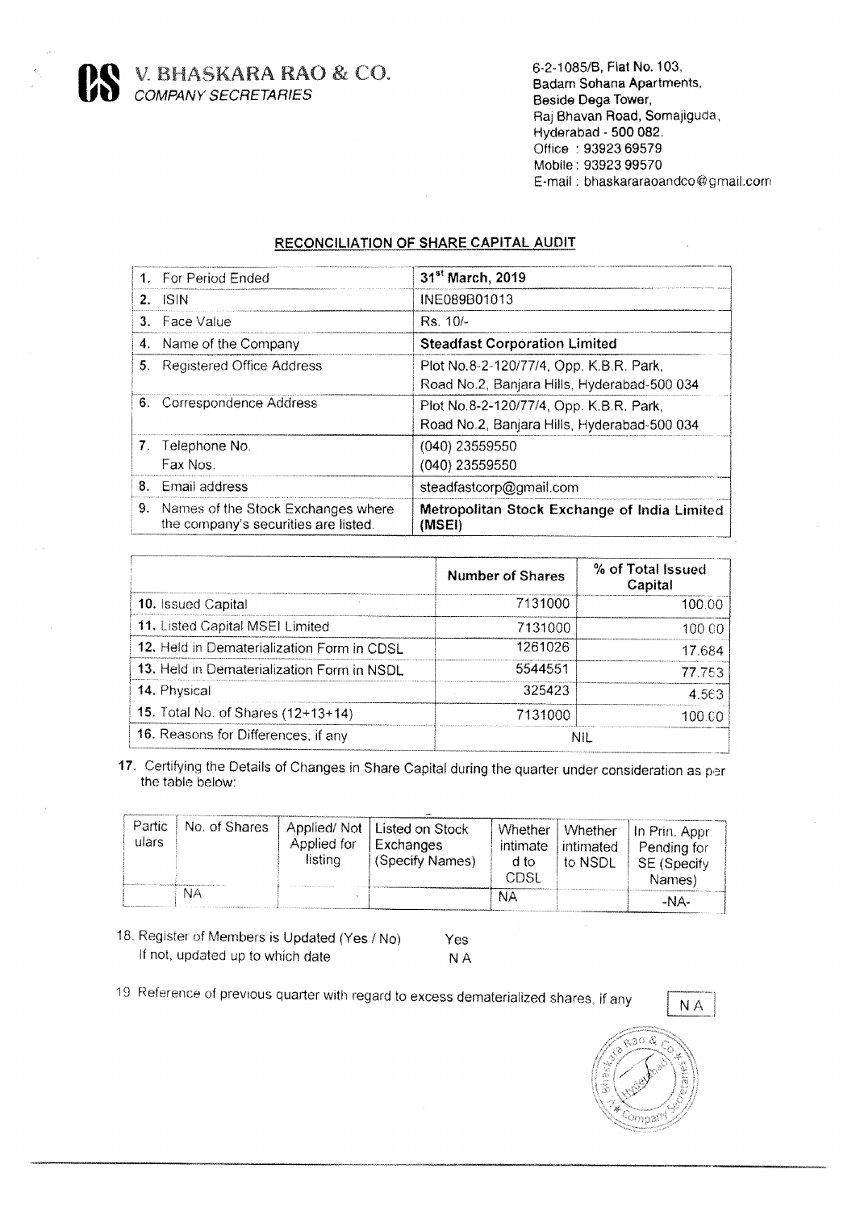**V. BHASKARA RAO & CO.**
*COMPANY SECRETARIES*

6-2-1085/B, Flat No. 103,
Badam Sohana Apartments,
Beside Dega Tower,
Raj Bhavan Road, Somajiguda,
Hyderabad - 500 082.
Office : 93923 69579
Mobile : 93923 99570
E-mail : bhaskararaoandco@gmail.com

## RECONCILIATION OF SHARE CAPITAL AUDIT

| | |
|---|---|
| 1. For Period Ended | **31st March, 2019** |
| 2. ISIN | INE089B01013 |
| 3. Face Value | Rs. 10/- |
| 4. Name of the Company | **Steadfast Corporation Limited** |
| 5. Registered Office Address | Plot No.8-2-120/77/4, Opp. K.B.R. Park, Road No.2, Banjara Hills, Hyderabad-500 034 |
| 6. Correspondence Address | Plot No.8-2-120/77/4, Opp. K.B.R. Park, Road No.2, Banjara Hills, Hyderabad-500 034 |
| 7. Telephone No. Fax Nos. | (040) 23559550 (040) 23559550 |
| 8. Email address | steadfastcorp@gmail.com |
| 9. Names of the Stock Exchanges where the company's securities are listed. | **Metropolitan Stock Exchange of India Limited (MSEI)** |

| | Number of Shares | % of Total Issued Capital |
|---|---|---|
| 10. Issued Capital | 7131000 | 100.00 |
| 11. Listed Capital MSEI Limited | 7131000 | 100.00 |
| 12. Held in Dematerialization Form in CDSL | 1261026 | 17.684 |
| 13. Held in Dematerialization Form in NSDL | 5544551 | 77.753 |
| 14. Physical | 325423 | 4.563 |
| 15. Total No. of Shares (12+13+14) | 7131000 | 100.00 |
| 16. Reasons for Differences, if any | NIL | |

**17.** Certifying the Details of Changes in Share Capital during the quarter under consideration as per the table below:

| Particulars | No. of Shares | Applied/ Not Applied for listing | Listed on Stock Exchanges (Specify Names) | Whether intimated to CDSL | Whether intimated to NSDL | In Prin. Appr. Pending for SE (Specify Names) |
|---|---|---|---|---|---|---|
| | NA | | | NA | | -NA- |

18. Register of Members is Updated (Yes / No) Yes
If not, updated up to which date N A

19. Reference of previous quarter with regard to excess dematerialized shares, if any N A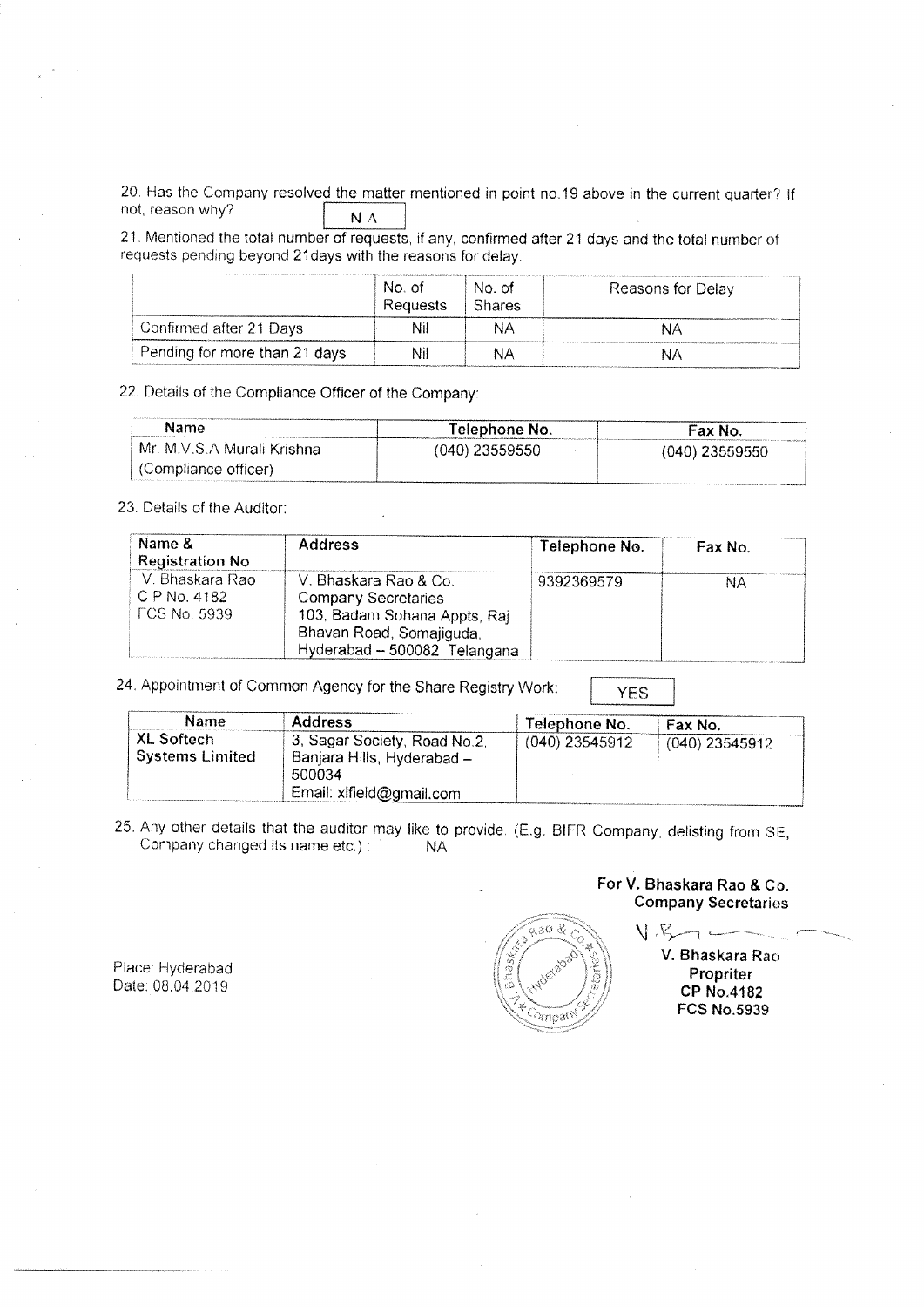20. Has the Company resolved the matter mentioned in point no.19 above in the current quarter? If not, reason why? N A

21. Mentioned the total number of requests, if any, confirmed after 21 days and the total number of requests pending beyond 21days with the reasons for delay.

| | No. of Requests | No. of Shares | Reasons for Delay |
|---|---|---|---|
| Confirmed after 21 Days | Nil | NA | NA |
| Pending for more than 21 days | Nil | NA | NA |

22. Details of the Compliance Officer of the Company:

| Name | Telephone No. | Fax No. |
|---|---|---|
| Mr. M.V.S.A Murali Krishna (Compliance officer) | (040) 23559550 | (040) 23559550 |

23. Details of the Auditor:

| Name & Registration No | Address | Telephone No. | Fax No. |
|---|---|---|---|
| V. Bhaskara Rao C P No. 4182 FCS No. 5939 | V. Bhaskara Rao & Co. Company Secretaries 103, Badam Sohana Appts, Raj Bhavan Road, Somajiguda, Hyderabad – 500082 Telangana | 9392369579 | NA |

24. Appointment of Common Agency for the Share Registry Work: YES

| Name | Address | Telephone No. | Fax No. |
|---|---|---|---|
| **XL Softech Systems Limited** | 3, Sagar Society, Road No.2, Banjara Hills, Hyderabad – 500034 Email: xlfield@gmail.com | (040) 23545912 | (040) 23545912 |

25. Any other details that the auditor may like to provide. (E.g. BIFR Company, delisting from SE, Company changed its name etc.) : NA

**For V. Bhaskara Rao & Co.**
**Company Secretaries**

**V. Bhaskara Rao**
**Propriter**
**CP No.4182**
**FCS No.5939**

Place: Hyderabad
Date: 08.04.2019